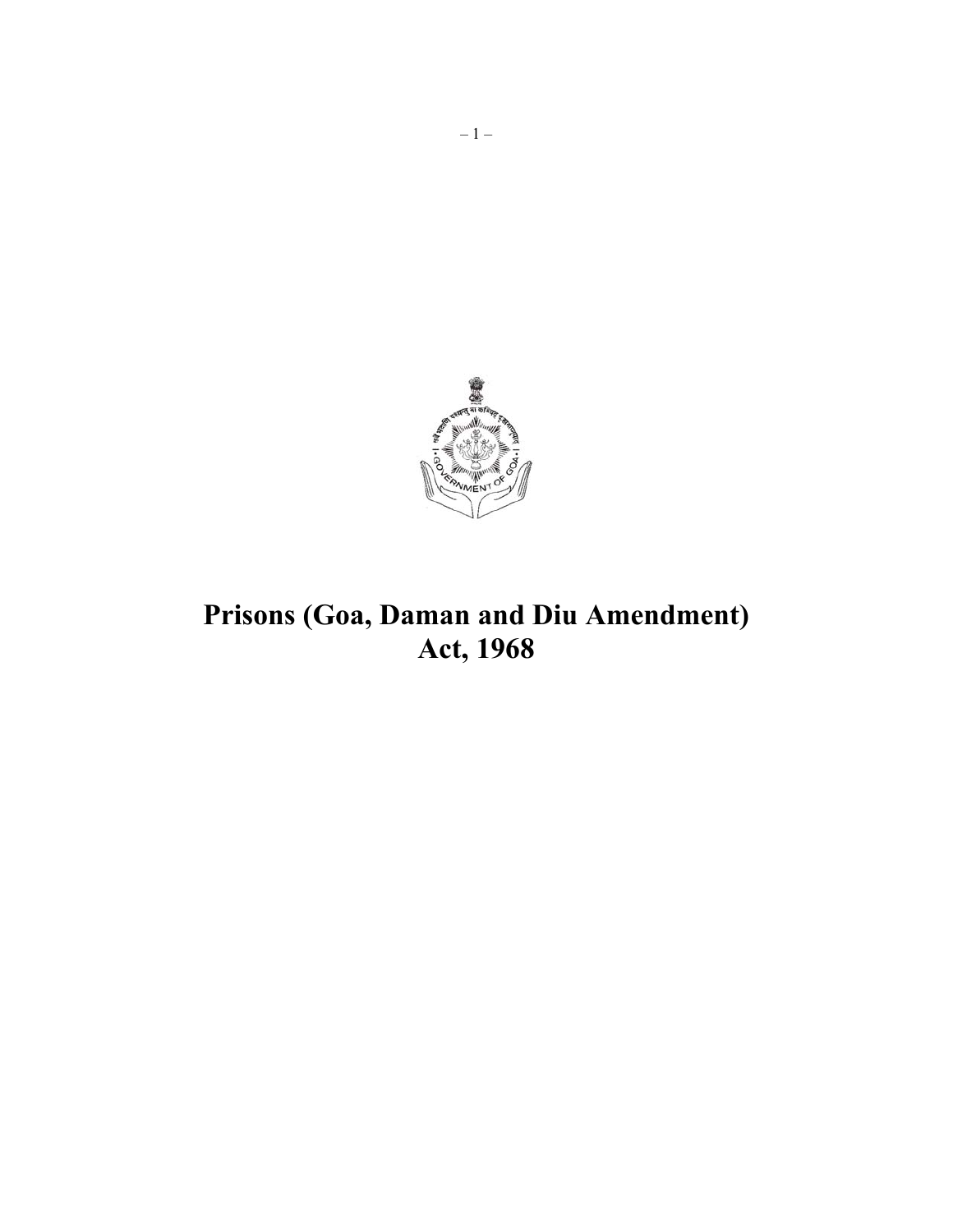# Prisons (Goa, Daman and Diu Amendment) Act, 1968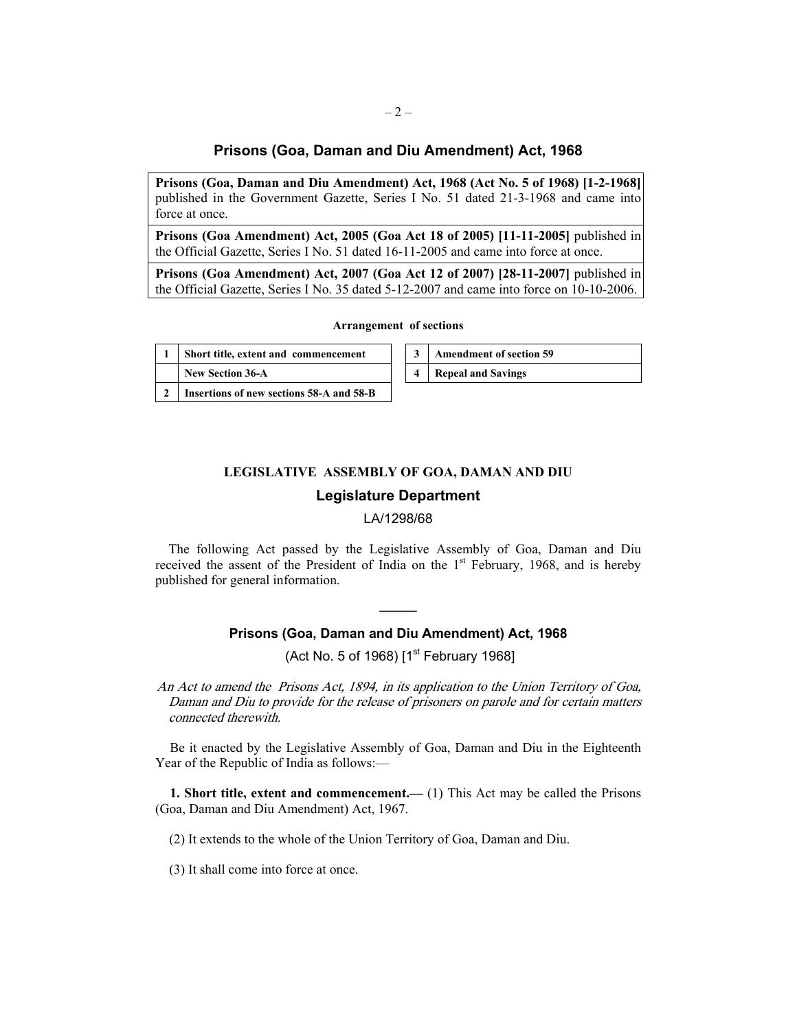## Prisons (Goa, Daman and Diu Amendment) Act, 1968

| |
|---|
| **Prisons (Goa, Daman and Diu Amendment) Act, 1968 (Act No. 5 of 1968) [1-2-1968]** published in the Government Gazette, Series I No. 51 dated 21-3-1968 and came into force at once. |
| **Prisons (Goa Amendment) Act, 2005 (Goa Act 18 of 2005) [11-11-2005]** published in the Official Gazette, Series I No. 51 dated 16-11-2005 and came into force at once. |
| **Prisons (Goa Amendment) Act, 2007 (Goa Act 12 of 2007) [28-11-2007]** published in the Official Gazette, Series I No. 35 dated 5-12-2007 and came into force on 10-10-2006. |

**Arrangement of sections**

| | | | |
|---|---|---|---|
| 1 | **Short title, extent and commencement** | 3 | **Amendment of section 59** |
| | **New Section 36-A** | 4 | **Repeal and Savings** |
| 2 | **Insertions of new sections 58-A and 58-B** | | |

**LEGISLATIVE ASSEMBLY OF GOA, DAMAN AND DIU**

### Legislature Department

LA/1298/68

The following Act passed by the Legislative Assembly of Goa, Daman and Diu received the assent of the President of India on the 1st February, 1968, and is hereby published for general information.

---

### Prisons (Goa, Daman and Diu Amendment) Act, 1968

(Act No. 5 of 1968) [1st February 1968]

*An Act to amend the Prisons Act, 1894, in its application to the Union Territory of Goa, Daman and Diu to provide for the release of prisoners on parole and for certain matters connected therewith.*

Be it enacted by the Legislative Assembly of Goa, Daman and Diu in the Eighteenth Year of the Republic of India as follows:—

**1. Short title, extent and commencement.—** (1) This Act may be called the Prisons (Goa, Daman and Diu Amendment) Act, 1967.

(2) It extends to the whole of the Union Territory of Goa, Daman and Diu.

(3) It shall come into force at once.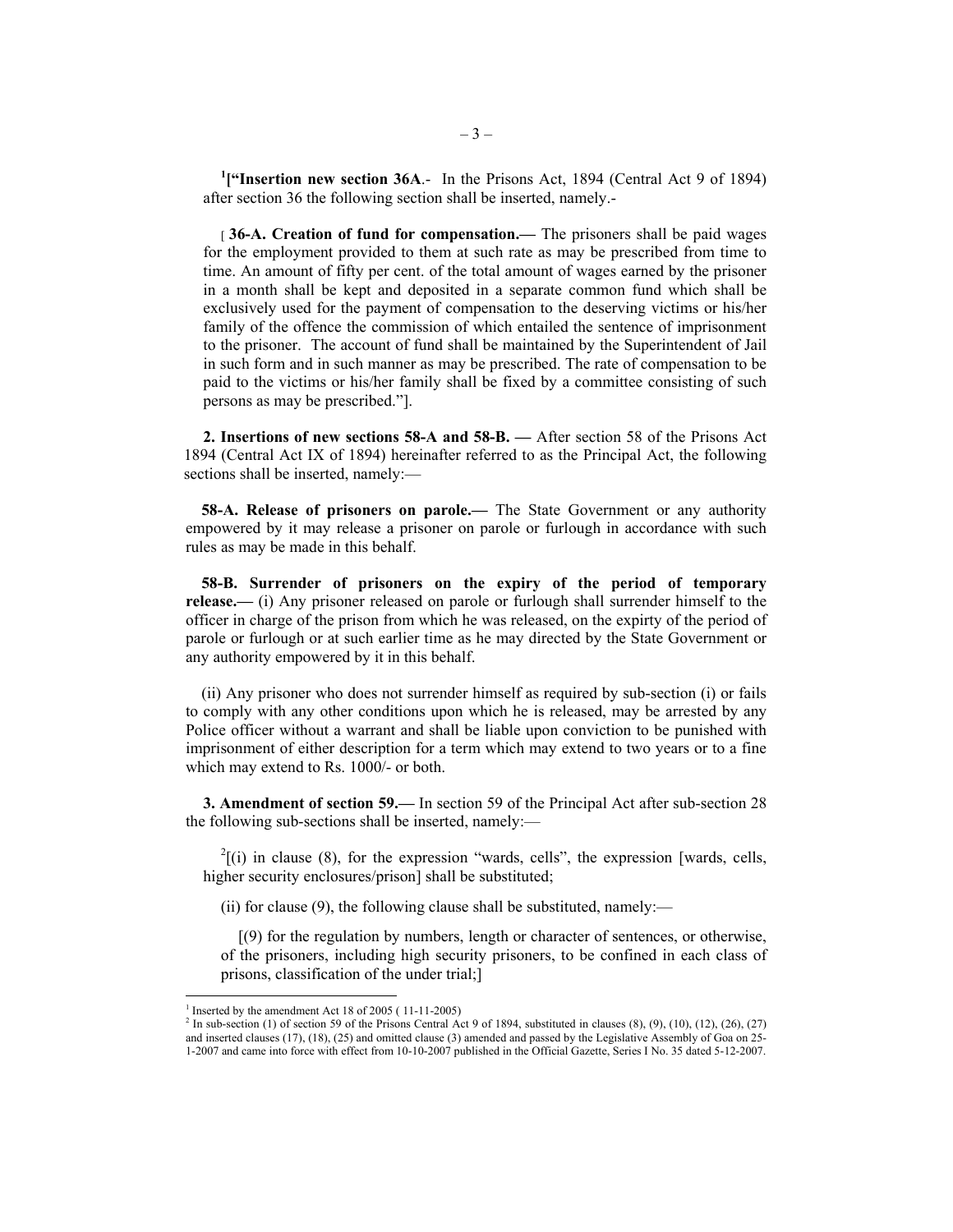[1]["**Insertion new section 36A**.- In the Prisons Act, 1894 (Central Act 9 of 1894) after section 36 the following section shall be inserted, namely.-

[ **36-A. Creation of fund for compensation.—** The prisoners shall be paid wages for the employment provided to them at such rate as may be prescribed from time to time. An amount of fifty per cent. of the total amount of wages earned by the prisoner in a month shall be kept and deposited in a separate common fund which shall be exclusively used for the payment of compensation to the deserving victims or his/her family of the offence the commission of which entailed the sentence of imprisonment to the prisoner. The account of fund shall be maintained by the Superintendent of Jail in such form and in such manner as may be prescribed. The rate of compensation to be paid to the victims or his/her family shall be fixed by a committee consisting of such persons as may be prescribed."].

**2. Insertions of new sections 58-A and 58-B. —** After section 58 of the Prisons Act 1894 (Central Act IX of 1894) hereinafter referred to as the Principal Act, the following sections shall be inserted, namely:—

**58-A. Release of prisoners on parole.—** The State Government or any authority empowered by it may release a prisoner on parole or furlough in accordance with such rules as may be made in this behalf.

**58-B. Surrender of prisoners on the expiry of the period of temporary release.—** (i) Any prisoner released on parole or furlough shall surrender himself to the officer in charge of the prison from which he was released, on the expirty of the period of parole or furlough or at such earlier time as he may directed by the State Government or any authority empowered by it in this behalf.

(ii) Any prisoner who does not surrender himself as required by sub-section (i) or fails to comply with any other conditions upon which he is released, may be arrested by any Police officer without a warrant and shall be liable upon conviction to be punished with imprisonment of either description for a term which may extend to two years or to a fine which may extend to Rs. 1000/- or both.

**3. Amendment of section 59.—** In section 59 of the Principal Act after sub-section 28 the following sub-sections shall be inserted, namely:—

[2][(i) in clause (8), for the expression "wards, cells", the expression [wards, cells, higher security enclosures/prison] shall be substituted;

(ii) for clause (9), the following clause shall be substituted, namely:—

[(9) for the regulation by numbers, length or character of sentences, or otherwise, of the prisoners, including high security prisoners, to be confined in each class of prisons, classification of the under trial;]

---

[1] Inserted by the amendment Act 18 of 2005 ( 11-11-2005)

[2] In sub-section (1) of section 59 of the Prisons Central Act 9 of 1894, substituted in clauses (8), (9), (10), (12), (26), (27) and inserted clauses (17), (18), (25) and omitted clause (3) amended and passed by the Legislative Assembly of Goa on 25-1-2007 and came into force with effect from 10-10-2007 published in the Official Gazette, Series I No. 35 dated 5-12-2007.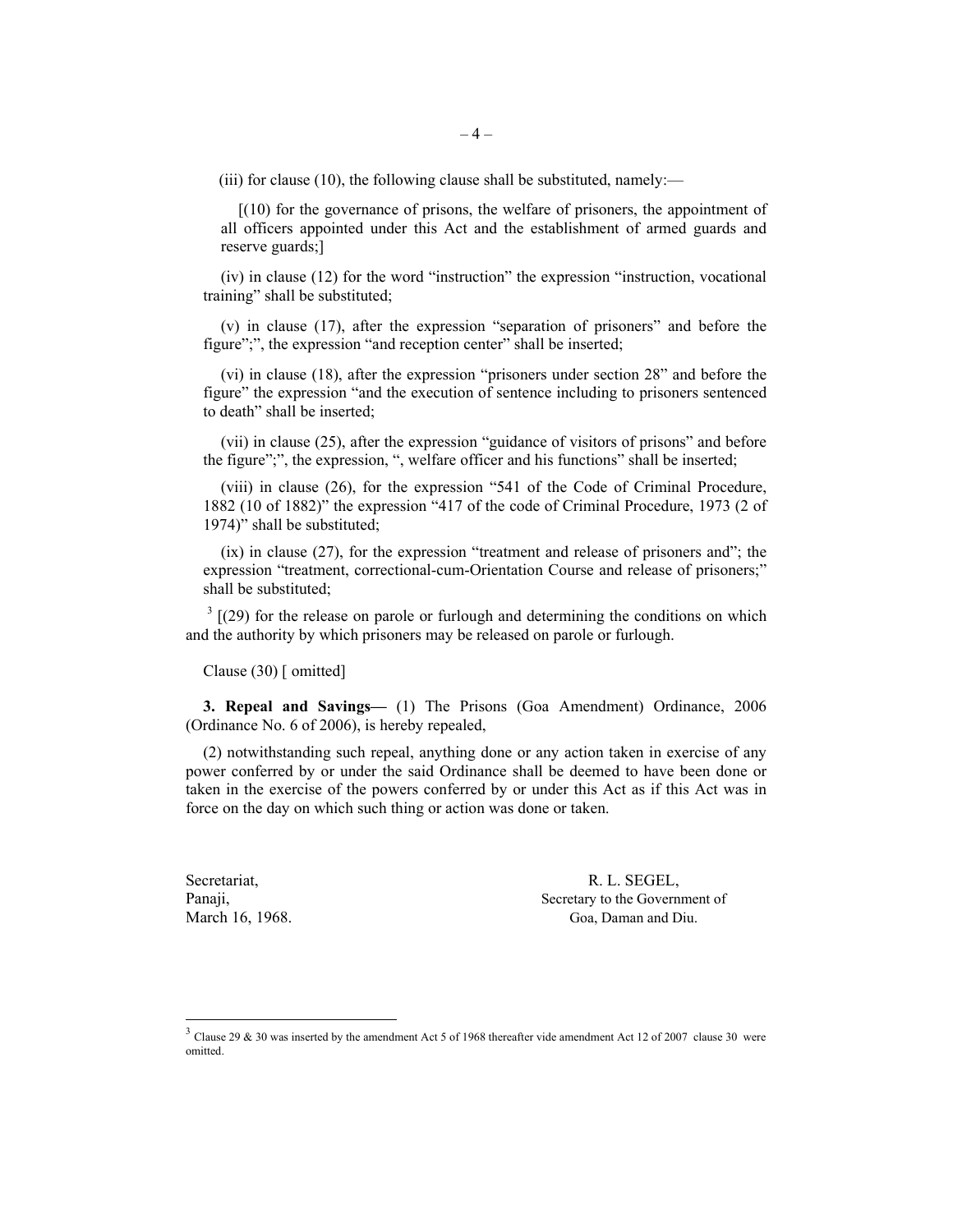(iii) for clause (10), the following clause shall be substituted, namely:—

[(10) for the governance of prisons, the welfare of prisoners, the appointment of all officers appointed under this Act and the establishment of armed guards and reserve guards;]

(iv) in clause (12) for the word "instruction" the expression "instruction, vocational training" shall be substituted;

(v) in clause (17), after the expression "separation of prisoners" and before the figure";", the expression "and reception center" shall be inserted;

(vi) in clause (18), after the expression "prisoners under section 28" and before the figure" the expression "and the execution of sentence including to prisoners sentenced to death" shall be inserted;

(vii) in clause (25), after the expression "guidance of visitors of prisons" and before the figure";", the expression, ", welfare officer and his functions" shall be inserted;

(viii) in clause (26), for the expression "541 of the Code of Criminal Procedure, 1882 (10 of 1882)" the expression "417 of the code of Criminal Procedure, 1973 (2 of 1974)" shall be substituted;

(ix) in clause (27), for the expression "treatment and release of prisoners and"; the expression "treatment, correctional-cum-Orientation Course and release of prisoners;" shall be substituted;

[3] [(29) for the release on parole or furlough and determining the conditions on which and the authority by which prisoners may be released on parole or furlough.

Clause (30) [ omitted]

**3. Repeal and Savings—** (1) The Prisons (Goa Amendment) Ordinance, 2006 (Ordinance No. 6 of 2006), is hereby repealed,

(2) notwithstanding such repeal, anything done or any action taken in exercise of any power conferred by or under the said Ordinance shall be deemed to have been done or taken in the exercise of the powers conferred by or under this Act as if this Act was in force on the day on which such thing or action was done or taken.

Secretariat,
Panaji,
March 16, 1968.

R. L. SEGEL,
Secretary to the Government of
Goa, Daman and Diu.

---

[3] Clause 29 & 30 was inserted by the amendment Act 5 of 1968 thereafter vide amendment Act 12 of 2007 clause 30 were omitted.